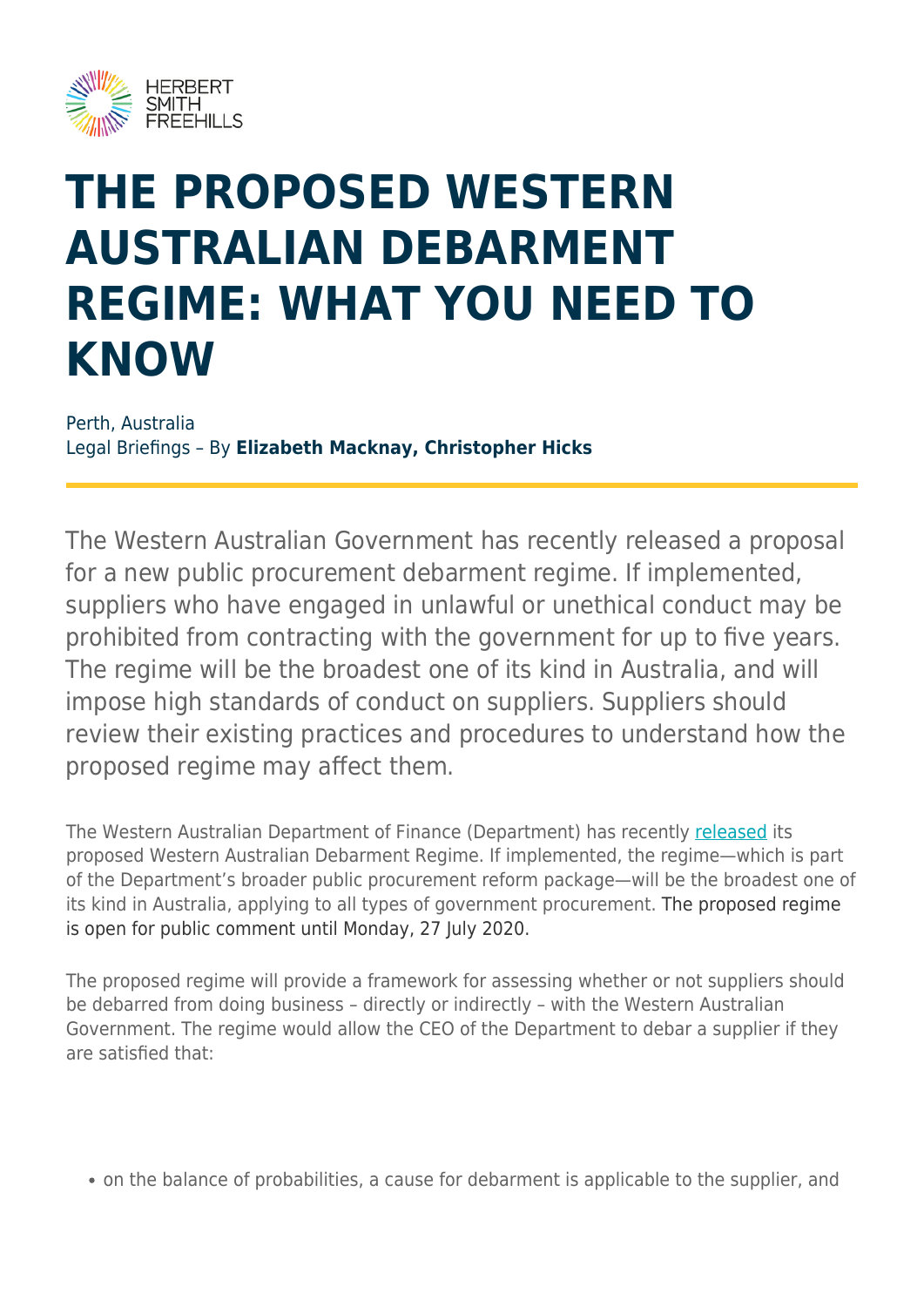# THE PROPOSED WESTERN AUSTRALIAN DEBARMENT REGIME: WHAT YOU NEED TO KNOW

Perth, Australia
Legal Briefings – By **Elizabeth Macknay, Christopher Hicks**

The Western Australian Government has recently released a proposal for a new public procurement debarment regime. If implemented, suppliers who have engaged in unlawful or unethical conduct may be prohibited from contracting with the government for up to five years. The regime will be the broadest one of its kind in Australia, and will impose high standards of conduct on suppliers. Suppliers should review their existing practices and procedures to understand how the proposed regime may affect them.

The Western Australian Department of Finance (Department) has recently released its proposed Western Australian Debarment Regime. If implemented, the regime—which is part of the Department's broader public procurement reform package—will be the broadest one of its kind in Australia, applying to all types of government procurement. The proposed regime is open for public comment until Monday, 27 July 2020.

The proposed regime will provide a framework for assessing whether or not suppliers should be debarred from doing business – directly or indirectly – with the Western Australian Government. The regime would allow the CEO of the Department to debar a supplier if they are satisfied that:

- on the balance of probabilities, a cause for debarment is applicable to the supplier, and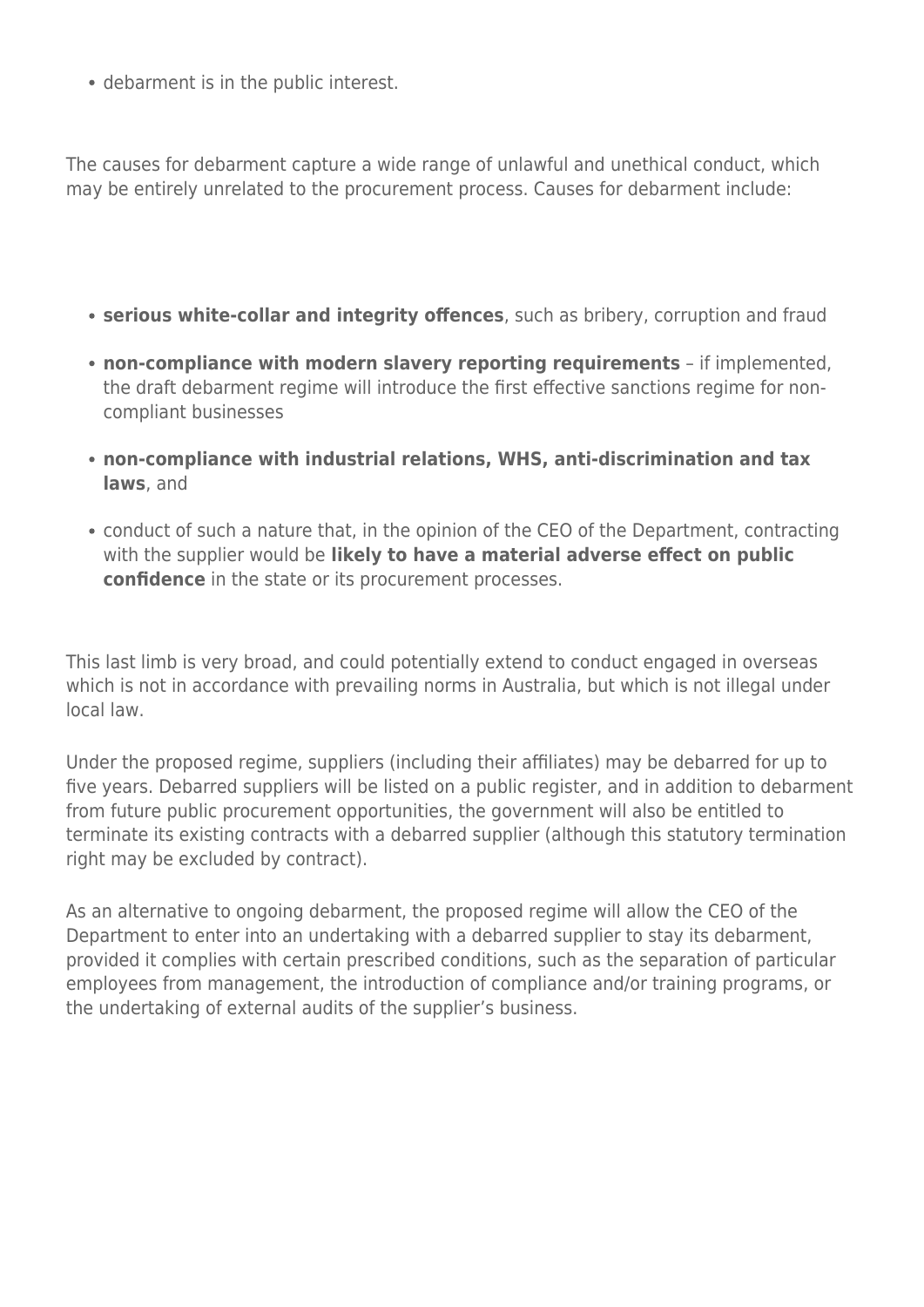- debarment is in the public interest.

The causes for debarment capture a wide range of unlawful and unethical conduct, which may be entirely unrelated to the procurement process. Causes for debarment include:

- **serious white-collar and integrity offences**, such as bribery, corruption and fraud
- **non-compliance with modern slavery reporting requirements** – if implemented, the draft debarment regime will introduce the first effective sanctions regime for non-compliant businesses
- **non-compliance with industrial relations, WHS, anti-discrimination and tax laws**, and
- conduct of such a nature that, in the opinion of the CEO of the Department, contracting with the supplier would be **likely to have a material adverse effect on public confidence** in the state or its procurement processes.

This last limb is very broad, and could potentially extend to conduct engaged in overseas which is not in accordance with prevailing norms in Australia, but which is not illegal under local law.

Under the proposed regime, suppliers (including their affiliates) may be debarred for up to five years. Debarred suppliers will be listed on a public register, and in addition to debarment from future public procurement opportunities, the government will also be entitled to terminate its existing contracts with a debarred supplier (although this statutory termination right may be excluded by contract).

As an alternative to ongoing debarment, the proposed regime will allow the CEO of the Department to enter into an undertaking with a debarred supplier to stay its debarment, provided it complies with certain prescribed conditions, such as the separation of particular employees from management, the introduction of compliance and/or training programs, or the undertaking of external audits of the supplier's business.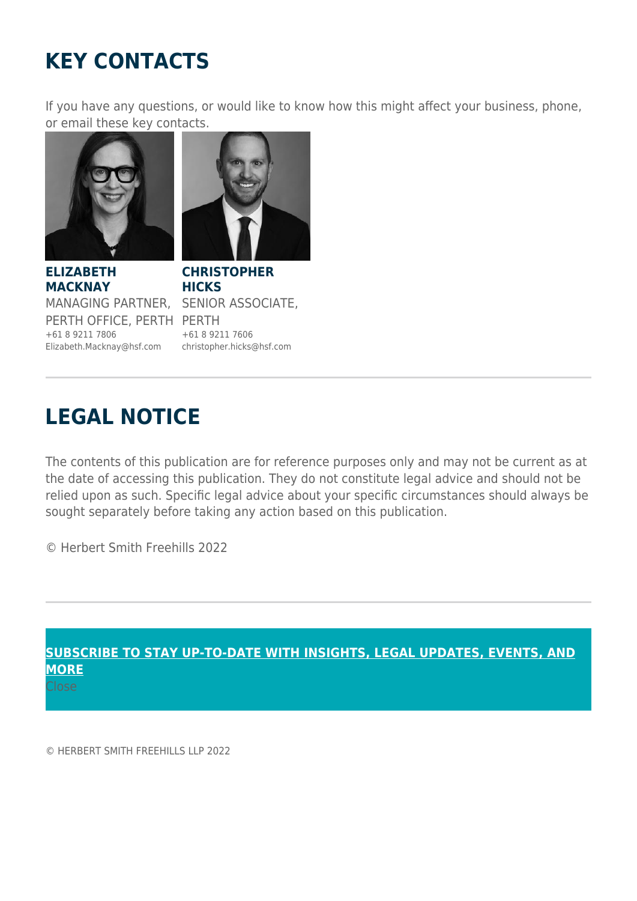## KEY CONTACTS

If you have any questions, or would like to know how this might affect your business, phone, or email these key contacts.

**ELIZABETH MACKNAY**
MANAGING PARTNER, PERTH OFFICE, PERTH
+61 8 9211 7806
Elizabeth.Macknay@hsf.com

**CHRISTOPHER HICKS**
SENIOR ASSOCIATE, PERTH
+61 8 9211 7606
christopher.hicks@hsf.com

## LEGAL NOTICE

The contents of this publication are for reference purposes only and may not be current as at the date of accessing this publication. They do not constitute legal advice and should not be relied upon as such. Specific legal advice about your specific circumstances should always be sought separately before taking any action based on this publication.

© Herbert Smith Freehills 2022

**SUBSCRIBE TO STAY UP-TO-DATE WITH INSIGHTS, LEGAL UPDATES, EVENTS, AND MORE**

Close

© HERBERT SMITH FREEHILLS LLP 2022